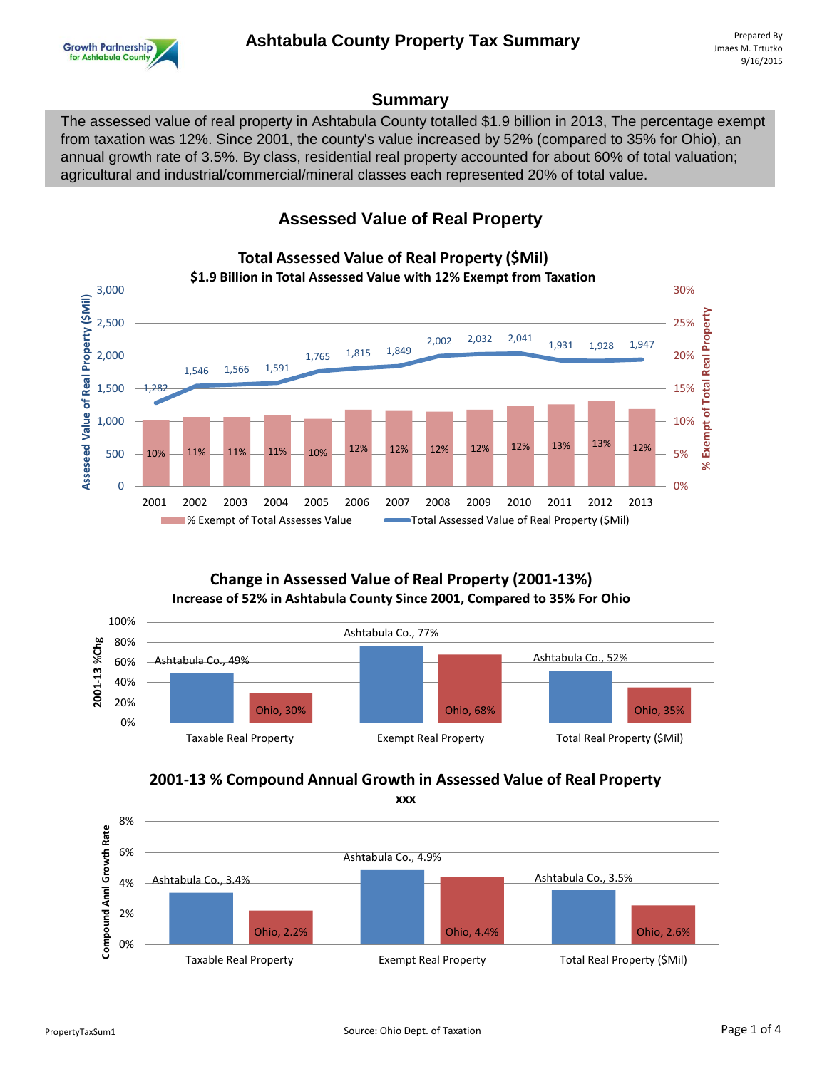# Ashtabula County Property Tax Summary

Prepared By
Jmaes M. Trtutko
9/16/2015

## Summary

The assessed value of real property in Ashtabula County totalled $1.9 billion in 2013, The percentage exempt from taxation was 12%. Since 2001, the county's value increased by 52% (compared to 35% for Ohio), an annual growth rate of 3.5%. By class, residential real property accounted for about 60% of total valuation; agricultural and industrial/commercial/mineral classes each represented 20% of total value.

## Assessed Value of Real Property

### Total Assessed Value of Real Property ($Mil)

**$1.9 Billion in Total Assessed Value with 12% Exempt from Taxation**

| Year | Total Assessed Value of Real Property ($Mil) | % Exempt of Total Assesses Value |
|---|---|---|
| 2001 | 1,282 | 10% |
| 2002 | 1,546 | 11% |
| 2003 | 1,566 | 11% |
| 2004 | 1,591 | 11% |
| 2005 | 1,765 | 10% |
| 2006 | 1,815 | 12% |
| 2007 | 1,849 | 12% |
| 2008 | 2,002 | 12% |
| 2009 | 2,032 | 12% |
| 2010 | 2,041 | 12% |
| 2011 | 1,931 | 13% |
| 2012 | 1,928 | 13% |
| 2013 | 1,947 | 12% |

### Change in Assessed Value of Real Property (2001-13%)

**Increase of 52% in Ashtabula County Since 2001, Compared to 35% For Ohio**

| 2001-13 %Chg | Ashtabula Co. | Ohio |
|---|---|---|
| Taxable Real Property | 49% | 30% |
| Exempt Real Property | 77% | 68% |
| Total Real Property ($Mil) | 52% | 35% |

### 2001-13 % Compound Annual Growth in Assessed Value of Real Property

xxx

| Compound Annl Growth Rate | Ashtabula Co. | Ohio |
|---|---|---|
| Taxable Real Property | 3.4% | 2.2% |
| Exempt Real Property | 4.9% | 4.4% |
| Total Real Property ($Mil) | 3.5% | 2.6% |

Source: Ohio Dept. of Taxation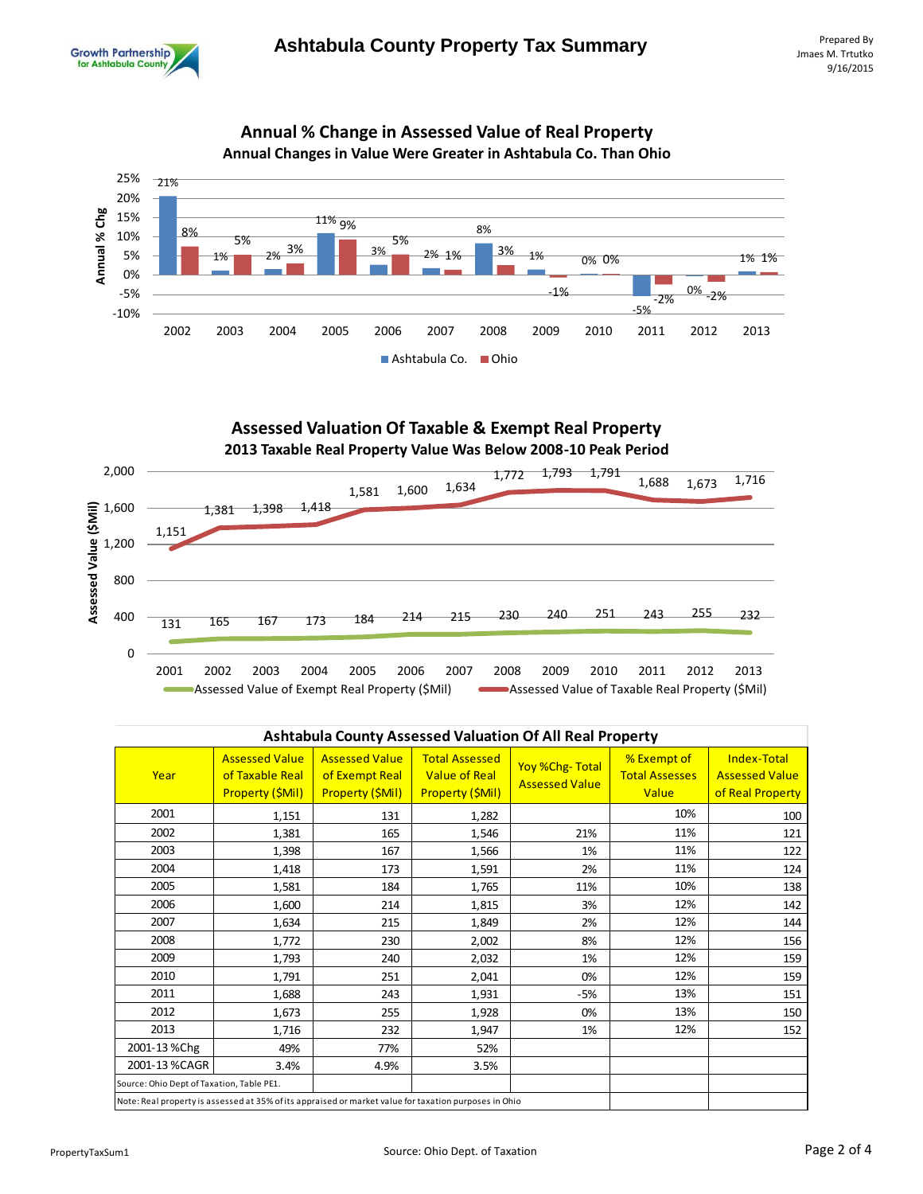# Ashtabula County Property Tax Summary

Prepared By
Jmaes M. Trtutko
9/16/2015

## Annual % Change in Assessed Value of Real Property

### Annual Changes in Value Were Greater in Ashtabula Co. Than Ohio

| Year | Ashtabula Co. | Ohio |
|---|---|---|
| 2002 | 21% | 8% |
| 2003 | 1% | 5% |
| 2004 | 2% | 3% |
| 2005 | 11% | 9% |
| 2006 | 3% | 5% |
| 2007 | 2% | 1% |
| 2008 | 8% | 3% |
| 2009 | 1% | -1% |
| 2010 | 0% | 0% |
| 2011 | -5% | -2% |
| 2012 | 0% | -2% |
| 2013 | 1% | 1% |

## Assessed Valuation Of Taxable & Exempt Real Property

### 2013 Taxable Real Property Value Was Below 2008-10 Peak Period

| Year | Assessed Value of Exempt Real Property ($Mil) | Assessed Value of Taxable Real Property ($Mil) |
|---|---|---|
| 2001 | 131 | 1,151 |
| 2002 | 165 | 1,381 |
| 2003 | 167 | 1,398 |
| 2004 | 173 | 1,418 |
| 2005 | 184 | 1,581 |
| 2006 | 214 | 1,600 |
| 2007 | 215 | 1,634 |
| 2008 | 230 | 1,772 |
| 2009 | 240 | 1,793 |
| 2010 | 251 | 1,791 |
| 2011 | 243 | 1,688 |
| 2012 | 255 | 1,673 |
| 2013 | 232 | 1,716 |

## Ashtabula County Assessed Valuation Of All Real Property

| Year | Assessed Value of Taxable Real Property ($Mil) | Assessed Value of Exempt Real Property ($Mil) | Total Assessed Value of Real Property ($Mil) | Yoy %Chg- Total Assessed Value | % Exempt of Total Assesses Value | Index-Total Assessed Value of Real Property |
|---|---|---|---|---|---|---|
| 2001 | 1,151 | 131 | 1,282 | | 10% | 100 |
| 2002 | 1,381 | 165 | 1,546 | 21% | 11% | 121 |
| 2003 | 1,398 | 167 | 1,566 | 1% | 11% | 122 |
| 2004 | 1,418 | 173 | 1,591 | 2% | 11% | 124 |
| 2005 | 1,581 | 184 | 1,765 | 11% | 10% | 138 |
| 2006 | 1,600 | 214 | 1,815 | 3% | 12% | 142 |
| 2007 | 1,634 | 215 | 1,849 | 2% | 12% | 144 |
| 2008 | 1,772 | 230 | 2,002 | 8% | 12% | 156 |
| 2009 | 1,793 | 240 | 2,032 | 1% | 12% | 159 |
| 2010 | 1,791 | 251 | 2,041 | 0% | 12% | 159 |
| 2011 | 1,688 | 243 | 1,931 | -5% | 13% | 151 |
| 2012 | 1,673 | 255 | 1,928 | 0% | 13% | 150 |
| 2013 | 1,716 | 232 | 1,947 | 1% | 12% | 152 |
| 2001-13 %Chg | 49% | 77% | 52% | | | |
| 2001-13 %CAGR | 3.4% | 4.9% | 3.5% | | | |

Source: Ohio Dept of Taxation, Table PE1.

Note: Real property is assessed at 35% of its appraised or market value for taxation purposes in Ohio

Source: Ohio Dept. of Taxation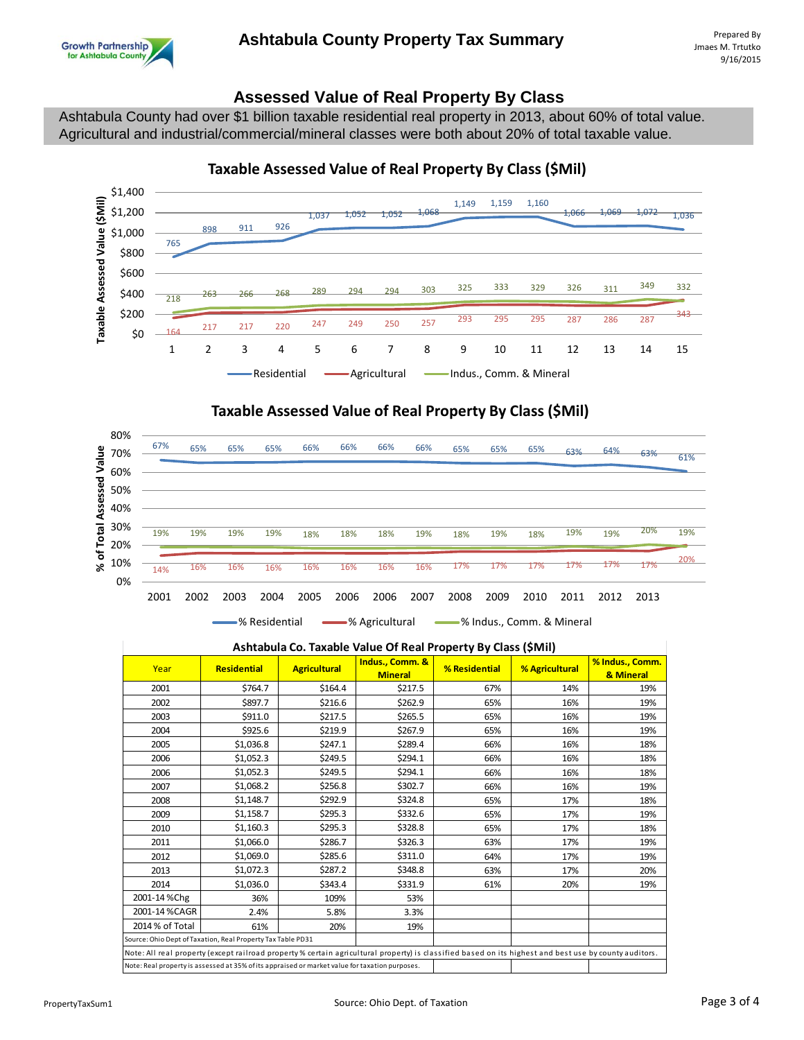## Assessed Value of Real Property By Class

Ashtabula County had over $1 billion taxable residential real property in 2013, about 60% of total value. Agricultural and industrial/commercial/mineral classes were both about 20% of total taxable value.

### Taxable Assessed Value of Real Property By Class ($Mil)

### Taxable Assessed Value of Real Property By Class ($Mil)

**Ashtabula Co. Taxable Value Of Real Property By Class ($Mil)**

| Year | Residential | Agricultural | Indus., Comm. & Mineral | % Residential | % Agricultural | % Indus., Comm. & Mineral |
|---|---|---|---|---|---|---|
| 2001 | $764.7 | $164.4 | $217.5 | 67% | 14% | 19% |
| 2002 | $897.7 | $216.6 | $262.9 | 65% | 16% | 19% |
| 2003 | $911.0 | $217.5 | $265.5 | 65% | 16% | 19% |
| 2004 | $925.6 | $219.9 | $267.9 | 65% | 16% | 19% |
| 2005 | $1,036.8 | $247.1 | $289.4 | 66% | 16% | 18% |
| 2006 | $1,052.3 | $249.5 | $294.1 | 66% | 16% | 18% |
| 2006 | $1,052.3 | $249.5 | $294.1 | 66% | 16% | 18% |
| 2007 | $1,068.2 | $256.8 | $302.7 | 66% | 16% | 19% |
| 2008 | $1,148.7 | $292.9 | $324.8 | 65% | 17% | 18% |
| 2009 | $1,158.7 | $295.3 | $332.6 | 65% | 17% | 19% |
| 2010 | $1,160.3 | $295.3 | $328.8 | 65% | 17% | 18% |
| 2011 | $1,066.0 | $286.7 | $326.3 | 63% | 17% | 19% |
| 2012 | $1,069.0 | $285.6 | $311.0 | 64% | 17% | 19% |
| 2013 | $1,072.3 | $287.2 | $348.8 | 63% | 17% | 20% |
| 2014 | $1,036.0 | $343.4 | $331.9 | 61% | 20% | 19% |
| 2001-14 %Chg | 36% | 109% | 53% | | | |
| 2001-14 %CAGR | 2.4% | 5.8% | 3.3% | | | |
| 2014 % of Total | 61% | 20% | 19% | | | |

Source: Ohio Dept of Taxation, Real Property Tax Table PD31

Note: All real property (except railroad property % certain agricultural property) is classified based on its highest and best use by county auditors.

Note: Real property is assessed at 35% of its appraised or market value for taxation purposes.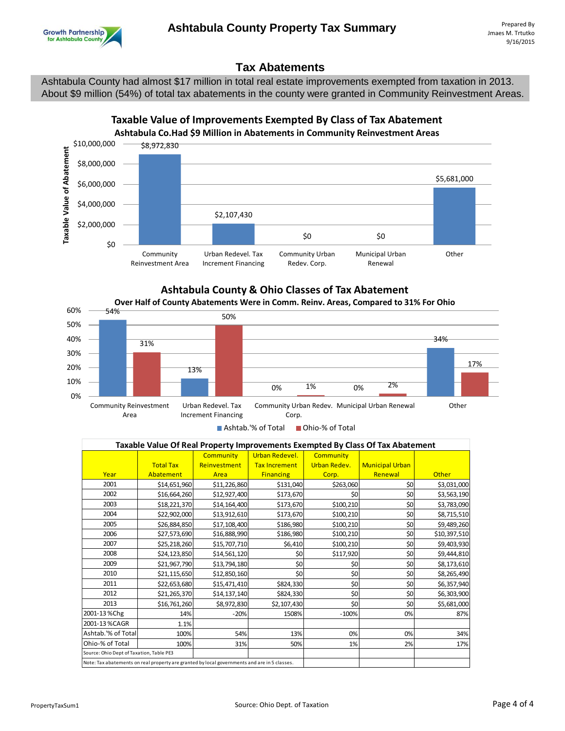## Tax Abatements

Ashtabula County had almost $17 million in total real estate improvements exempted from taxation in 2013. About $9 million (54%) of total tax abatements in the county were granted in Community Reinvestment Areas.

**Taxable Value of Improvements Exempted By Class of Tax Abatement**
**Ashtabula Co.Had $9 Million in Abatements in Community Reinvestment Areas**

Taxable Value of Abatement

$10,000,000
$8,000,000
$6,000,000
$4,000,000
$2,000,000
$0

$8,972,830
$2,107,430
$0
$0
$5,681,000

Community Reinvestment Area
Urban Redevel. Tax Increment Financing
Community Urban Redev. Corp.
Municipal Urban Renewal
Other

**Ashtabula County & Ohio Classes of Tax Abatement**
**Over Half of County Abatements Were in Comm. Reinv. Areas, Compared to 31% For Ohio**

60%
50%
40%
30%
20%
10%
0%

54%
31%
13%
50%
0%
1%
0%
2%
34%
17%

Community Reinvestment Area
Urban Redevel. Tax Increment Financing
Community Urban Redev. Corp.
Municipal Urban Renewal
Other

Ashtab.'% of Total
Ohio-% of Total

**Taxable Value Of Real Property Improvements Exempted By Class Of Tax Abatement**

| Year | Total Tax Abatement | Community Reinvestment Area | Urban Redevel. Tax Increment Financing | Community Urban Redev. Corp. | Municipal Urban Renewal | Other |
|---|---|---|---|---|---|---|
| 2001 | $14,651,960 | $11,226,860 | $131,040 | $263,060 | $0 | $3,031,000 |
| 2002 | $16,664,260 | $12,927,400 | $173,670 | $0 | $0 | $3,563,190 |
| 2003 | $18,221,370 | $14,164,400 | $173,670 | $100,210 | $0 | $3,783,090 |
| 2004 | $22,902,000 | $13,912,610 | $173,670 | $100,210 | $0 | $8,715,510 |
| 2005 | $26,884,850 | $17,108,400 | $186,980 | $100,210 | $0 | $9,489,260 |
| 2006 | $27,573,690 | $16,888,990 | $186,980 | $100,210 | $0 | $10,397,510 |
| 2007 | $25,218,260 | $15,707,710 | $6,410 | $100,210 | $0 | $9,403,930 |
| 2008 | $24,123,850 | $14,561,120 | $0 | $117,920 | $0 | $9,444,810 |
| 2009 | $21,967,790 | $13,794,180 | $0 | $0 | $0 | $8,173,610 |
| 2010 | $21,115,650 | $12,850,160 | $0 | $0 | $0 | $8,265,490 |
| 2011 | $22,653,680 | $15,471,410 | $824,330 | $0 | $0 | $6,357,940 |
| 2012 | $21,265,370 | $14,137,140 | $824,330 | $0 | $0 | $6,303,900 |
| 2013 | $16,761,260 | $8,972,830 | $2,107,430 | $0 | $0 | $5,681,000 |
| 2001-13 %Chg | 14% | -20% | 1508% | -100% | 0% | 87% |
| 2001-13 %CAGR | 1.1% | | | | | |
| Ashtab.'% of Total | 100% | 54% | 13% | 0% | 0% | 34% |
| Ohio-% of Total | 100% | 31% | 50% | 1% | 2% | 17% |

Source: Ohio Dept of Taxation, Table PE3

Note: Tax abatements on real property are granted by local governments and are in 5 classes.